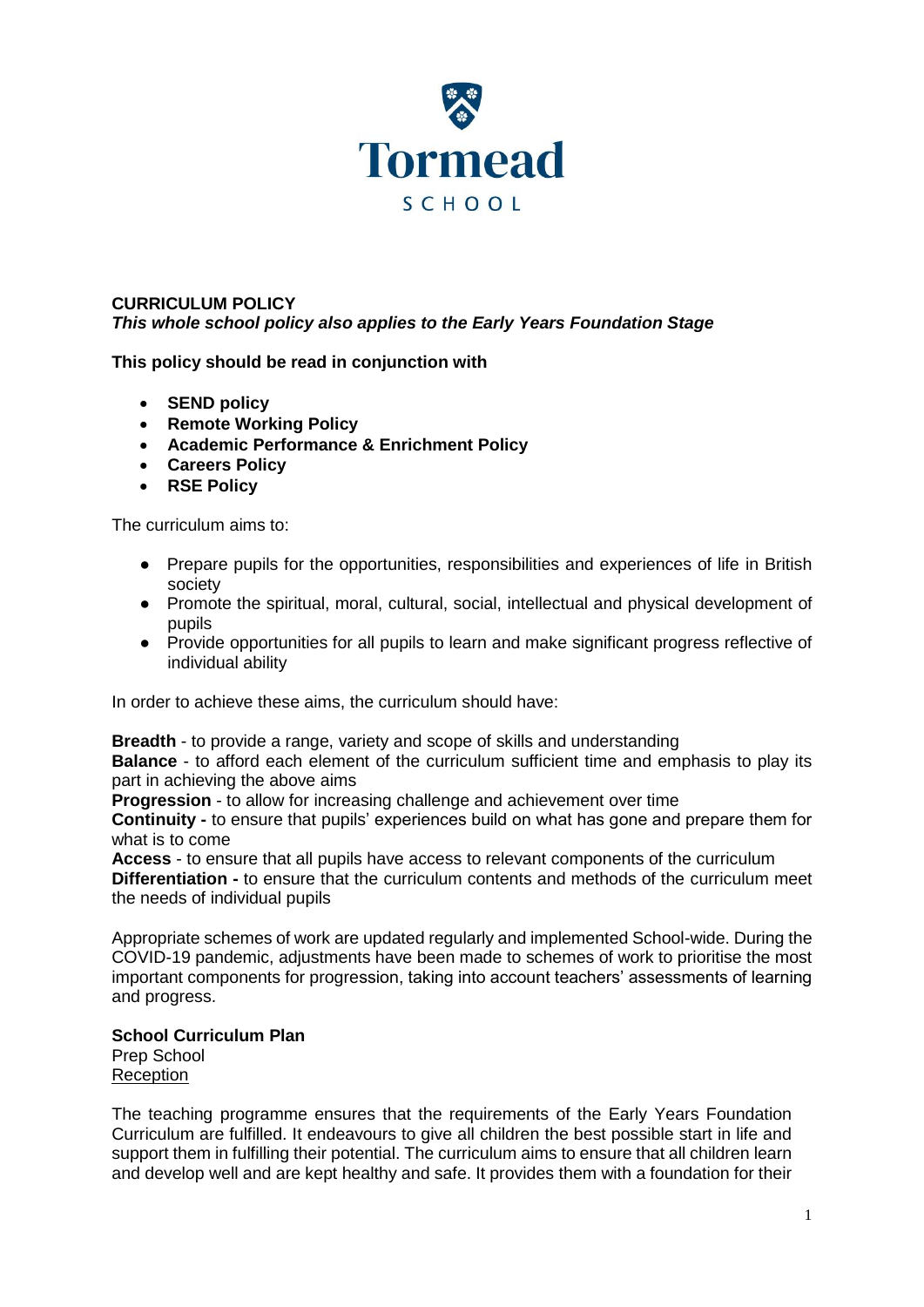Tormead

SCHOOL

# CURRICULUM POLICY

***This whole school policy also applies to the Early Years Foundation Stage***

**This policy should be read in conjunction with**

- **SEND policy**
- **Remote Working Policy**
- **Academic Performance & Enrichment Policy**
- **Careers Policy**
- **RSE Policy**

The curriculum aims to:

- Prepare pupils for the opportunities, responsibilities and experiences of life in British society
- Promote the spiritual, moral, cultural, social, intellectual and physical development of pupils
- Provide opportunities for all pupils to learn and make significant progress reflective of individual ability

In order to achieve these aims, the curriculum should have:

**Breadth** - to provide a range, variety and scope of skills and understanding
**Balance** - to afford each element of the curriculum sufficient time and emphasis to play its part in achieving the above aims
**Progression** - to allow for increasing challenge and achievement over time
**Continuity -** to ensure that pupils' experiences build on what has gone and prepare them for what is to come
**Access** - to ensure that all pupils have access to relevant components of the curriculum
**Differentiation -** to ensure that the curriculum contents and methods of the curriculum meet the needs of individual pupils

Appropriate schemes of work are updated regularly and implemented School-wide. During the COVID-19 pandemic, adjustments have been made to schemes of work to prioritise the most important components for progression, taking into account teachers' assessments of learning and progress.

## School Curriculum Plan

Prep School

<u>Reception</u>

The teaching programme ensures that the requirements of the Early Years Foundation Curriculum are fulfilled. It endeavours to give all children the best possible start in life and support them in fulfilling their potential. The curriculum aims to ensure that all children learn and develop well and are kept healthy and safe. It provides them with a foundation for their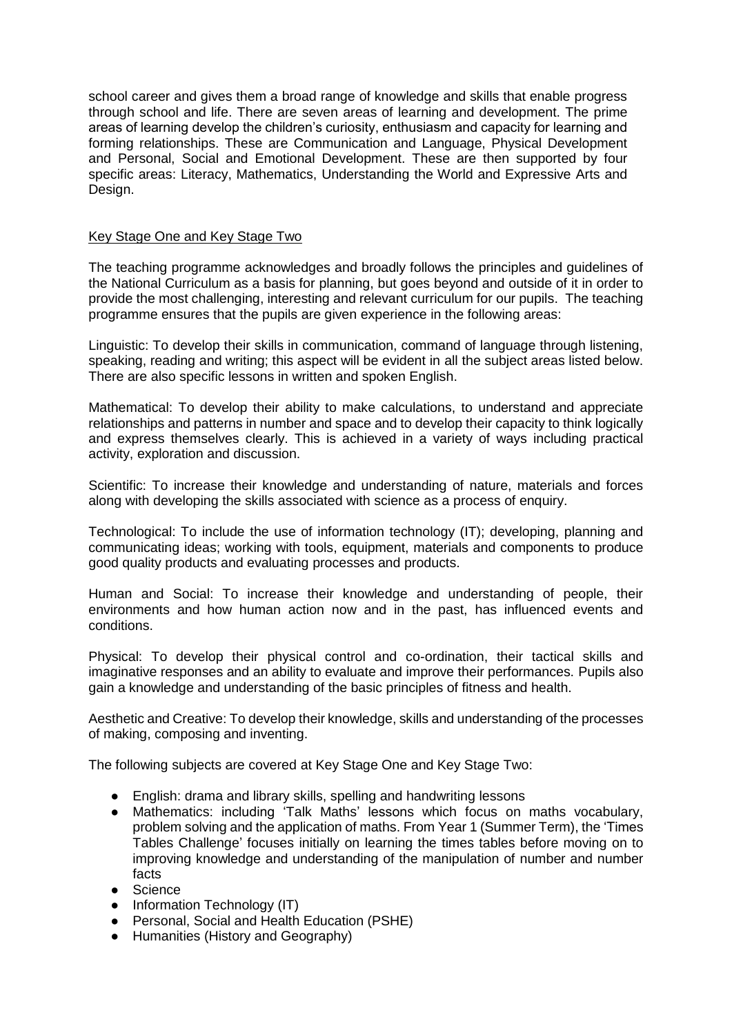school career and gives them a broad range of knowledge and skills that enable progress through school and life. There are seven areas of learning and development. The prime areas of learning develop the children's curiosity, enthusiasm and capacity for learning and forming relationships. These are Communication and Language, Physical Development and Personal, Social and Emotional Development. These are then supported by four specific areas: Literacy, Mathematics, Understanding the World and Expressive Arts and Design.

## Key Stage One and Key Stage Two

The teaching programme acknowledges and broadly follows the principles and guidelines of the National Curriculum as a basis for planning, but goes beyond and outside of it in order to provide the most challenging, interesting and relevant curriculum for our pupils. The teaching programme ensures that the pupils are given experience in the following areas:

Linguistic: To develop their skills in communication, command of language through listening, speaking, reading and writing; this aspect will be evident in all the subject areas listed below. There are also specific lessons in written and spoken English.

Mathematical: To develop their ability to make calculations, to understand and appreciate relationships and patterns in number and space and to develop their capacity to think logically and express themselves clearly. This is achieved in a variety of ways including practical activity, exploration and discussion.

Scientific: To increase their knowledge and understanding of nature, materials and forces along with developing the skills associated with science as a process of enquiry.

Technological: To include the use of information technology (IT); developing, planning and communicating ideas; working with tools, equipment, materials and components to produce good quality products and evaluating processes and products.

Human and Social: To increase their knowledge and understanding of people, their environments and how human action now and in the past, has influenced events and conditions.

Physical: To develop their physical control and co-ordination, their tactical skills and imaginative responses and an ability to evaluate and improve their performances. Pupils also gain a knowledge and understanding of the basic principles of fitness and health.

Aesthetic and Creative: To develop their knowledge, skills and understanding of the processes of making, composing and inventing.

The following subjects are covered at Key Stage One and Key Stage Two:

- English: drama and library skills, spelling and handwriting lessons
- Mathematics: including 'Talk Maths' lessons which focus on maths vocabulary, problem solving and the application of maths. From Year 1 (Summer Term), the 'Times Tables Challenge' focuses initially on learning the times tables before moving on to improving knowledge and understanding of the manipulation of number and number facts
- Science
- Information Technology (IT)
- Personal, Social and Health Education (PSHE)
- Humanities (History and Geography)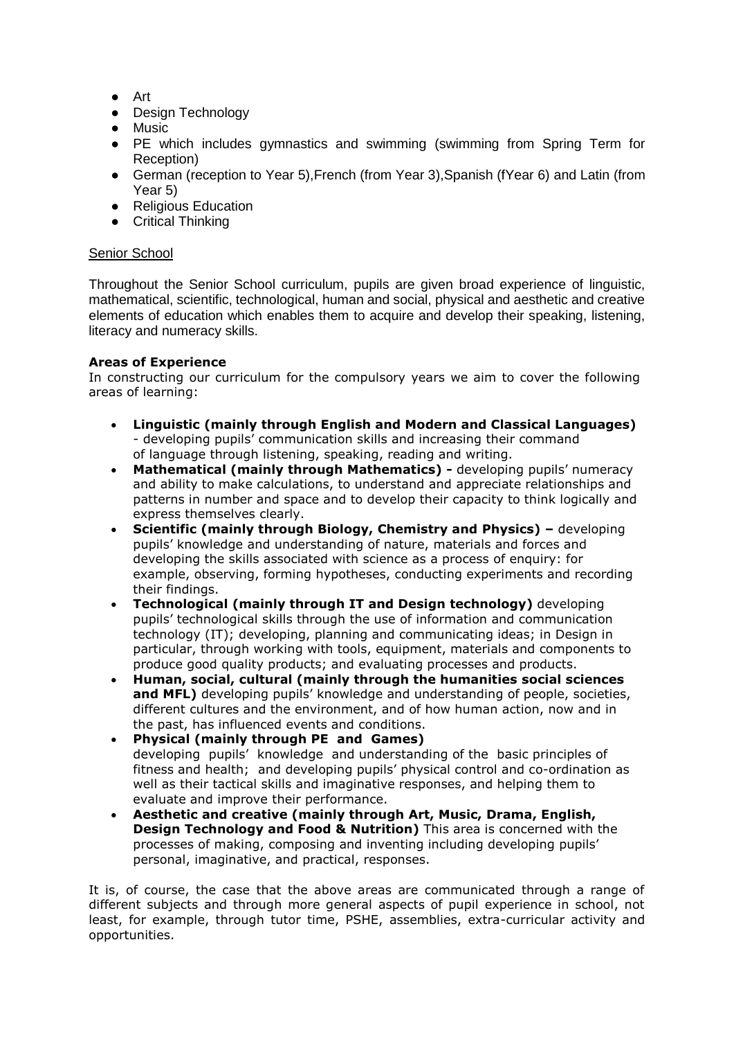- Art
- Design Technology
- Music
- PE which includes gymnastics and swimming (swimming from Spring Term for Reception)
- German (reception to Year 5),French (from Year 3),Spanish (fYear 6) and Latin (from Year 5)
- Religious Education
- Critical Thinking

Senior School

Throughout the Senior School curriculum, pupils are given broad experience of linguistic, mathematical, scientific, technological, human and social, physical and aesthetic and creative elements of education which enables them to acquire and develop their speaking, listening, literacy and numeracy skills.

**Areas of Experience**

In constructing our curriculum for the compulsory years we aim to cover the following areas of learning:

- **Linguistic (mainly through English and Modern and Classical Languages)** - developing pupils' communication skills and increasing their command of language through listening, speaking, reading and writing.
- **Mathematical (mainly through Mathematics) -** developing pupils' numeracy and ability to make calculations, to understand and appreciate relationships and patterns in number and space and to develop their capacity to think logically and express themselves clearly.
- **Scientific (mainly through Biology, Chemistry and Physics) –** developing pupils' knowledge and understanding of nature, materials and forces and developing the skills associated with science as a process of enquiry: for example, observing, forming hypotheses, conducting experiments and recording their findings.
- **Technological (mainly through IT and Design technology)** developing pupils' technological skills through the use of information and communication technology (IT); developing, planning and communicating ideas; in Design in particular, through working with tools, equipment, materials and components to produce good quality products; and evaluating processes and products.
- **Human, social, cultural (mainly through the humanities social sciences and MFL)** developing pupils' knowledge and understanding of people, societies, different cultures and the environment, and of how human action, now and in the past, has influenced events and conditions.
- **Physical (mainly through PE and Games)** developing pupils' knowledge and understanding of the basic principles of fitness and health; and developing pupils' physical control and co-ordination as well as their tactical skills and imaginative responses, and helping them to evaluate and improve their performance.
- **Aesthetic and creative (mainly through Art, Music, Drama, English, Design Technology and Food & Nutrition)** This area is concerned with the processes of making, composing and inventing including developing pupils' personal, imaginative, and practical, responses.

It is, of course, the case that the above areas are communicated through a range of different subjects and through more general aspects of pupil experience in school, not least, for example, through tutor time, PSHE, assemblies, extra-curricular activity and opportunities.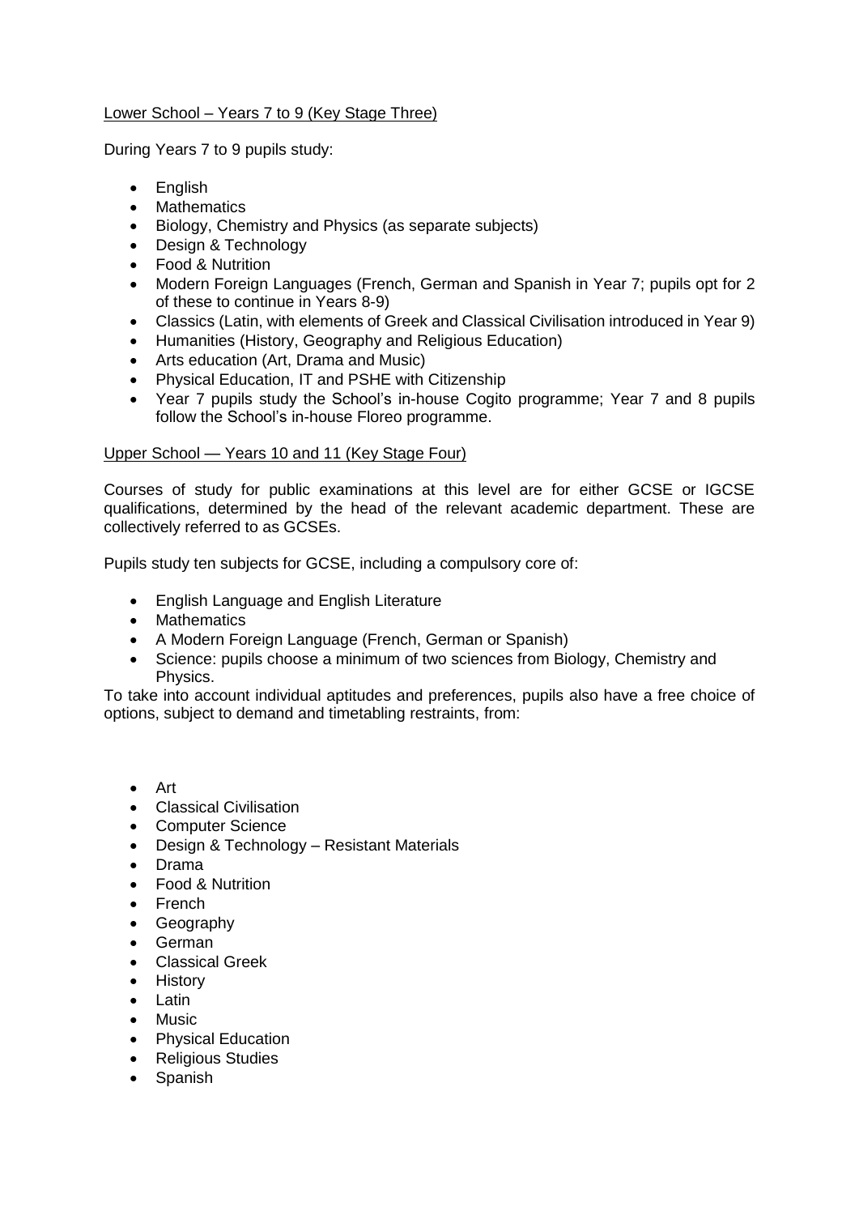Lower School – Years 7 to 9 (Key Stage Three)

During Years 7 to 9 pupils study:

- English
- Mathematics
- Biology, Chemistry and Physics (as separate subjects)
- Design & Technology
- Food & Nutrition
- Modern Foreign Languages (French, German and Spanish in Year 7; pupils opt for 2 of these to continue in Years 8-9)
- Classics (Latin, with elements of Greek and Classical Civilisation introduced in Year 9)
- Humanities (History, Geography and Religious Education)
- Arts education (Art, Drama and Music)
- Physical Education, IT and PSHE with Citizenship
- Year 7 pupils study the School's in-house Cogito programme; Year 7 and 8 pupils follow the School's in-house Floreo programme.

Upper School — Years 10 and 11 (Key Stage Four)

Courses of study for public examinations at this level are for either GCSE or IGCSE qualifications, determined by the head of the relevant academic department. These are collectively referred to as GCSEs.

Pupils study ten subjects for GCSE, including a compulsory core of:

- English Language and English Literature
- Mathematics
- A Modern Foreign Language (French, German or Spanish)
- Science: pupils choose a minimum of two sciences from Biology, Chemistry and Physics.

To take into account individual aptitudes and preferences, pupils also have a free choice of options, subject to demand and timetabling restraints, from:

- Art
- Classical Civilisation
- Computer Science
- Design & Technology – Resistant Materials
- Drama
- Food & Nutrition
- French
- Geography
- German
- Classical Greek
- History
- Latin
- Music
- Physical Education
- Religious Studies
- Spanish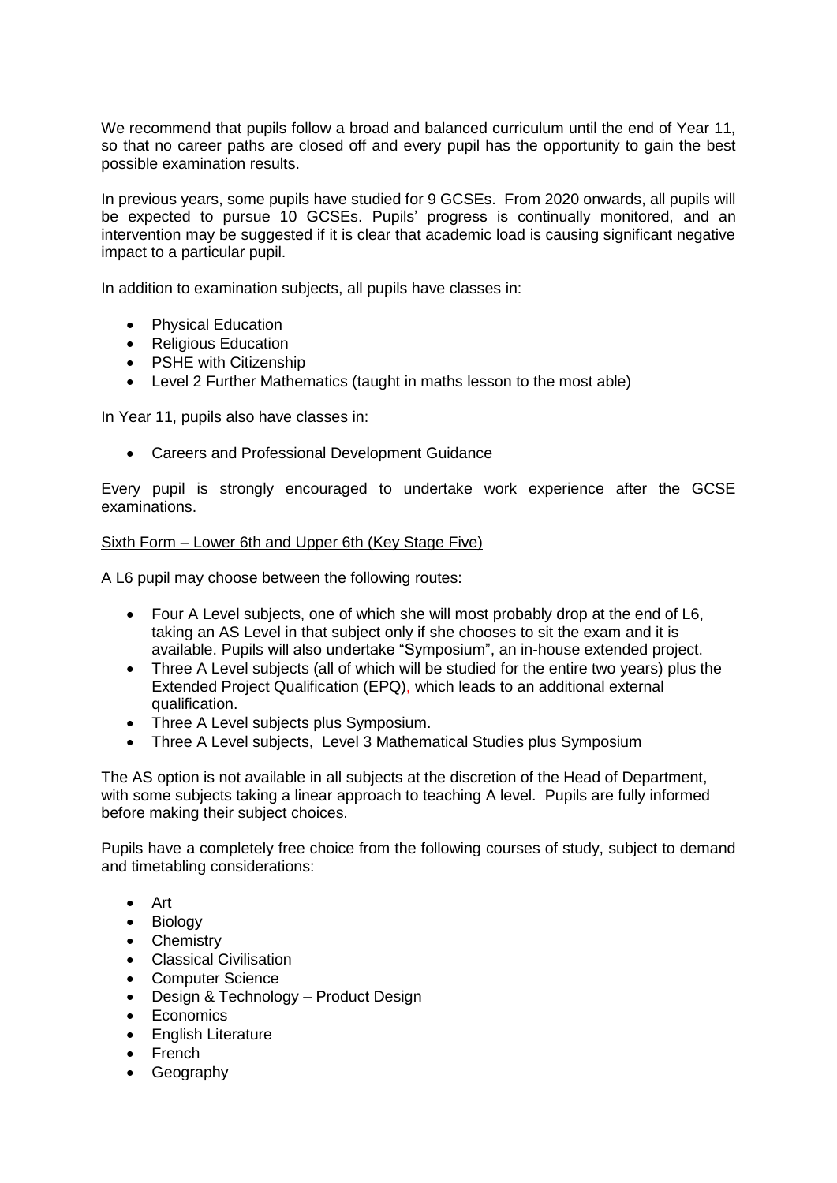We recommend that pupils follow a broad and balanced curriculum until the end of Year 11, so that no career paths are closed off and every pupil has the opportunity to gain the best possible examination results.

In previous years, some pupils have studied for 9 GCSEs. From 2020 onwards, all pupils will be expected to pursue 10 GCSEs. Pupils' progress is continually monitored, and an intervention may be suggested if it is clear that academic load is causing significant negative impact to a particular pupil.

In addition to examination subjects, all pupils have classes in:

- Physical Education
- Religious Education
- PSHE with Citizenship
- Level 2 Further Mathematics (taught in maths lesson to the most able)

In Year 11, pupils also have classes in:

- Careers and Professional Development Guidance

Every pupil is strongly encouraged to undertake work experience after the GCSE examinations.

<u>Sixth Form – Lower 6th and Upper 6th (Key Stage Five)</u>

A L6 pupil may choose between the following routes:

- Four A Level subjects, one of which she will most probably drop at the end of L6, taking an AS Level in that subject only if she chooses to sit the exam and it is available. Pupils will also undertake "Symposium", an in-house extended project.
- Three A Level subjects (all of which will be studied for the entire two years) plus the Extended Project Qualification (EPQ), which leads to an additional external qualification.
- Three A Level subjects plus Symposium.
- Three A Level subjects, Level 3 Mathematical Studies plus Symposium

The AS option is not available in all subjects at the discretion of the Head of Department, with some subjects taking a linear approach to teaching A level. Pupils are fully informed before making their subject choices.

Pupils have a completely free choice from the following courses of study, subject to demand and timetabling considerations:

- Art
- Biology
- Chemistry
- Classical Civilisation
- Computer Science
- Design & Technology – Product Design
- Economics
- English Literature
- French
- Geography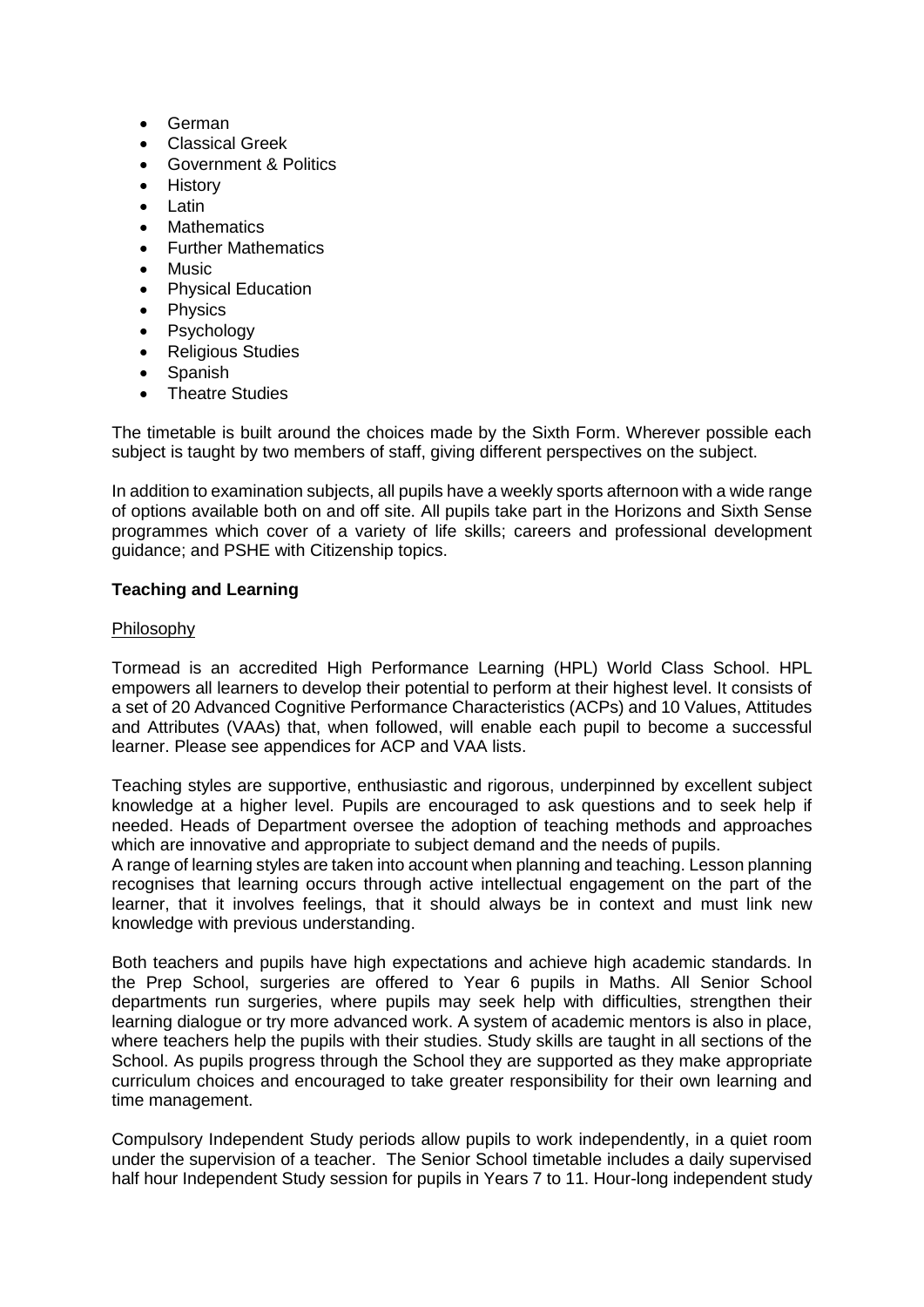- German
- Classical Greek
- Government & Politics
- History
- Latin
- Mathematics
- Further Mathematics
- Music
- Physical Education
- Physics
- Psychology
- Religious Studies
- Spanish
- Theatre Studies

The timetable is built around the choices made by the Sixth Form. Wherever possible each subject is taught by two members of staff, giving different perspectives on the subject.

In addition to examination subjects, all pupils have a weekly sports afternoon with a wide range of options available both on and off site. All pupils take part in the Horizons and Sixth Sense programmes which cover of a variety of life skills; careers and professional development guidance; and PSHE with Citizenship topics.

**Teaching and Learning**

Philosophy

Tormead is an accredited High Performance Learning (HPL) World Class School. HPL empowers all learners to develop their potential to perform at their highest level. It consists of a set of 20 Advanced Cognitive Performance Characteristics (ACPs) and 10 Values, Attitudes and Attributes (VAAs) that, when followed, will enable each pupil to become a successful learner. Please see appendices for ACP and VAA lists.

Teaching styles are supportive, enthusiastic and rigorous, underpinned by excellent subject knowledge at a higher level. Pupils are encouraged to ask questions and to seek help if needed. Heads of Department oversee the adoption of teaching methods and approaches which are innovative and appropriate to subject demand and the needs of pupils.
A range of learning styles are taken into account when planning and teaching. Lesson planning recognises that learning occurs through active intellectual engagement on the part of the learner, that it involves feelings, that it should always be in context and must link new knowledge with previous understanding.

Both teachers and pupils have high expectations and achieve high academic standards. In the Prep School, surgeries are offered to Year 6 pupils in Maths. All Senior School departments run surgeries, where pupils may seek help with difficulties, strengthen their learning dialogue or try more advanced work. A system of academic mentors is also in place, where teachers help the pupils with their studies. Study skills are taught in all sections of the School. As pupils progress through the School they are supported as they make appropriate curriculum choices and encouraged to take greater responsibility for their own learning and time management.

Compulsory Independent Study periods allow pupils to work independently, in a quiet room under the supervision of a teacher. The Senior School timetable includes a daily supervised half hour Independent Study session for pupils in Years 7 to 11. Hour-long independent study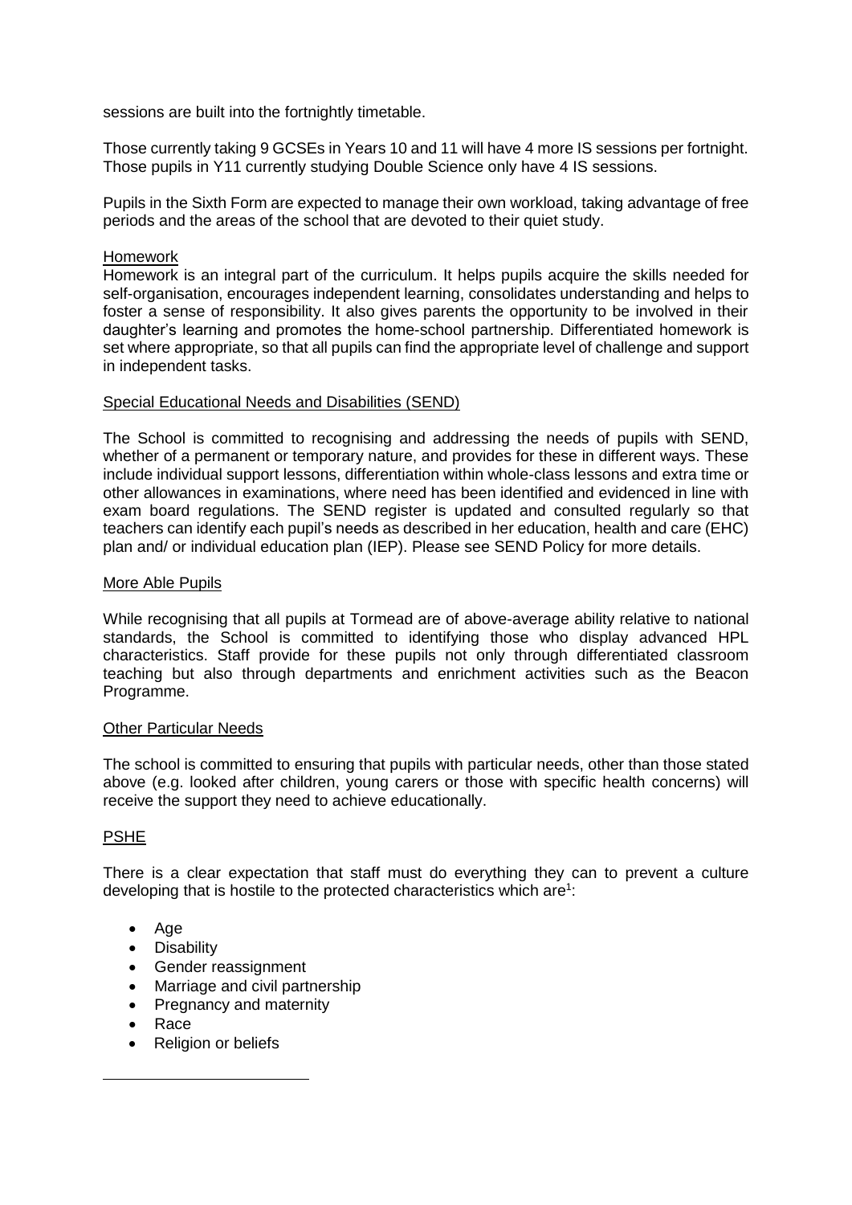sessions are built into the fortnightly timetable.

Those currently taking 9 GCSEs in Years 10 and 11 will have 4 more IS sessions per fortnight. Those pupils in Y11 currently studying Double Science only have 4 IS sessions.

Pupils in the Sixth Form are expected to manage their own workload, taking advantage of free periods and the areas of the school that are devoted to their quiet study.

### Homework

Homework is an integral part of the curriculum. It helps pupils acquire the skills needed for self-organisation, encourages independent learning, consolidates understanding and helps to foster a sense of responsibility. It also gives parents the opportunity to be involved in their daughter's learning and promotes the home-school partnership. Differentiated homework is set where appropriate, so that all pupils can find the appropriate level of challenge and support in independent tasks.

### Special Educational Needs and Disabilities (SEND)

The School is committed to recognising and addressing the needs of pupils with SEND, whether of a permanent or temporary nature, and provides for these in different ways. These include individual support lessons, differentiation within whole-class lessons and extra time or other allowances in examinations, where need has been identified and evidenced in line with exam board regulations. The SEND register is updated and consulted regularly so that teachers can identify each pupil's needs as described in her education, health and care (EHC) plan and/ or individual education plan (IEP). Please see SEND Policy for more details.

### More Able Pupils

While recognising that all pupils at Tormead are of above-average ability relative to national standards, the School is committed to identifying those who display advanced HPL characteristics. Staff provide for these pupils not only through differentiated classroom teaching but also through departments and enrichment activities such as the Beacon Programme.

### Other Particular Needs

The school is committed to ensuring that pupils with particular needs, other than those stated above (e.g. looked after children, young carers or those with specific health concerns) will receive the support they need to achieve educationally.

### PSHE

There is a clear expectation that staff must do everything they can to prevent a culture developing that is hostile to the protected characteristics which are[1]:

- Age
- Disability
- Gender reassignment
- Marriage and civil partnership
- Pregnancy and maternity
- Race
- Religion or beliefs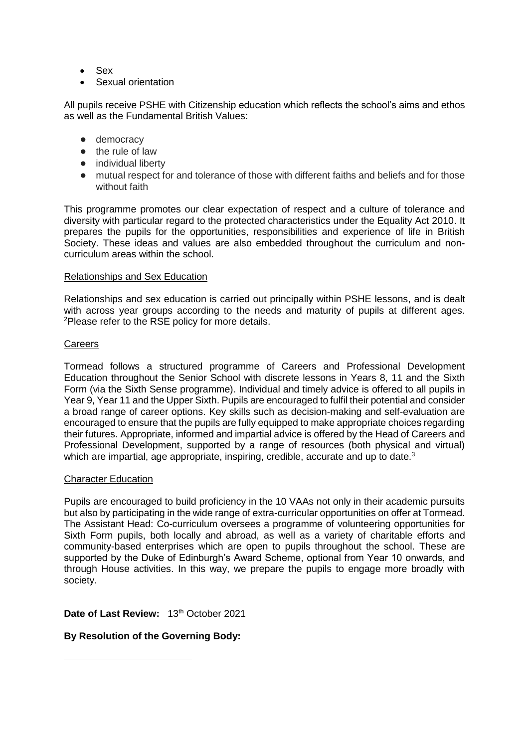- Sex
- Sexual orientation

All pupils receive PSHE with Citizenship education which reflects the school's aims and ethos as well as the Fundamental British Values:

- democracy
- the rule of law
- individual liberty
- mutual respect for and tolerance of those with different faiths and beliefs and for those without faith

This programme promotes our clear expectation of respect and a culture of tolerance and diversity with particular regard to the protected characteristics under the Equality Act 2010. It prepares the pupils for the opportunities, responsibilities and experience of life in British Society. These ideas and values are also embedded throughout the curriculum and non-curriculum areas within the school.

Relationships and Sex Education

Relationships and sex education is carried out principally within PSHE lessons, and is dealt with across year groups according to the needs and maturity of pupils at different ages. [2]Please refer to the RSE policy for more details.

Careers

Tormead follows a structured programme of Careers and Professional Development Education throughout the Senior School with discrete lessons in Years 8, 11 and the Sixth Form (via the Sixth Sense programme). Individual and timely advice is offered to all pupils in Year 9, Year 11 and the Upper Sixth. Pupils are encouraged to fulfil their potential and consider a broad range of career options. Key skills such as decision-making and self-evaluation are encouraged to ensure that the pupils are fully equipped to make appropriate choices regarding their futures. Appropriate, informed and impartial advice is offered by the Head of Careers and Professional Development, supported by a range of resources (both physical and virtual) which are impartial, age appropriate, inspiring, credible, accurate and up to date.[3]

Character Education

Pupils are encouraged to build proficiency in the 10 VAAs not only in their academic pursuits but also by participating in the wide range of extra-curricular opportunities on offer at Tormead. The Assistant Head: Co-curriculum oversees a programme of volunteering opportunities for Sixth Form pupils, both locally and abroad, as well as a variety of charitable efforts and community-based enterprises which are open to pupils throughout the school. These are supported by the Duke of Edinburgh's Award Scheme, optional from Year 10 onwards, and through House activities. In this way, we prepare the pupils to engage more broadly with society.

**Date of Last Review:** 13th October 2021

**By Resolution of the Governing Body:**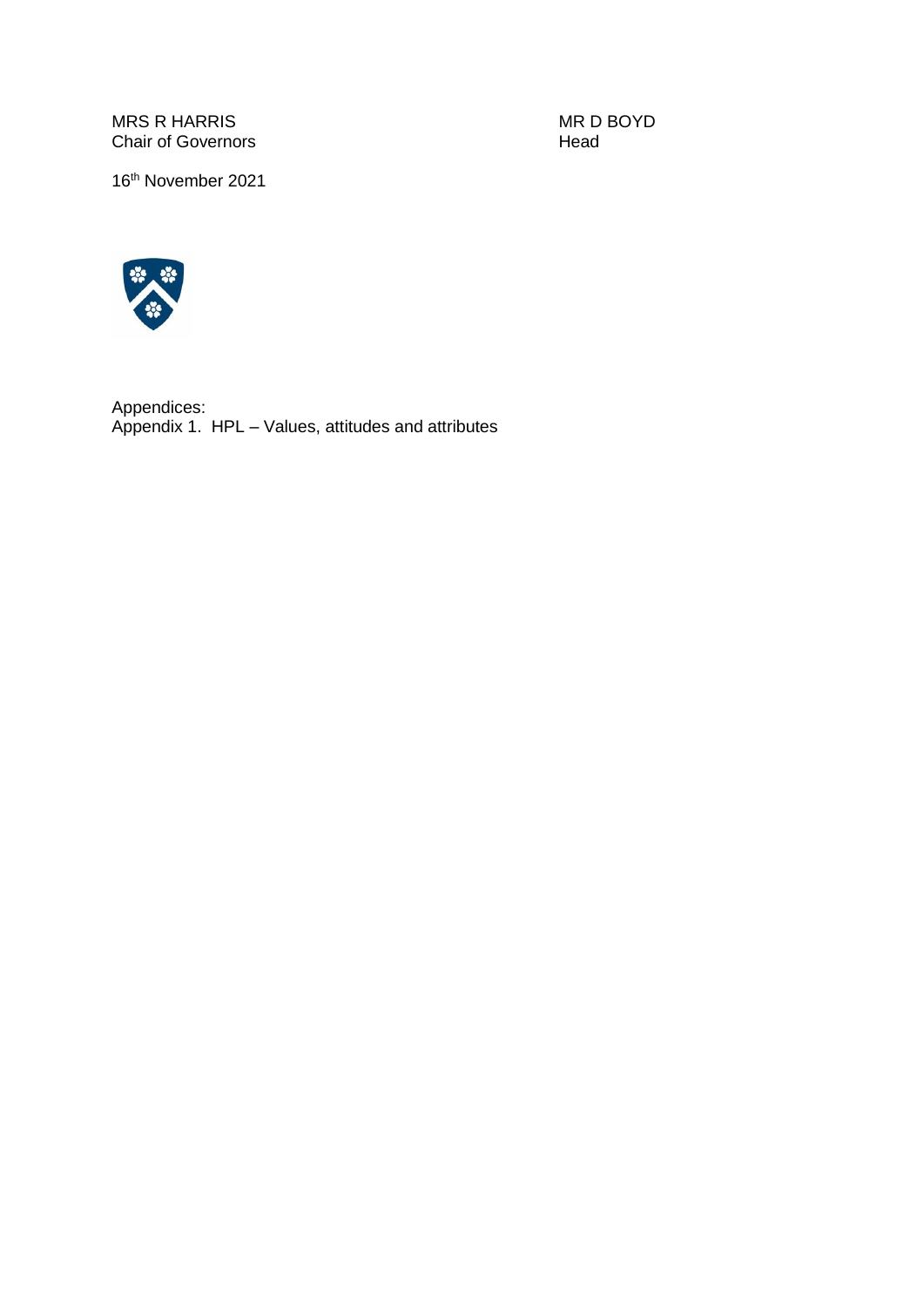MRS R HARRIS
Chair of Governors

MR D BOYD
Head

16th November 2021

Appendices:
Appendix 1. HPL – Values, attitudes and attributes